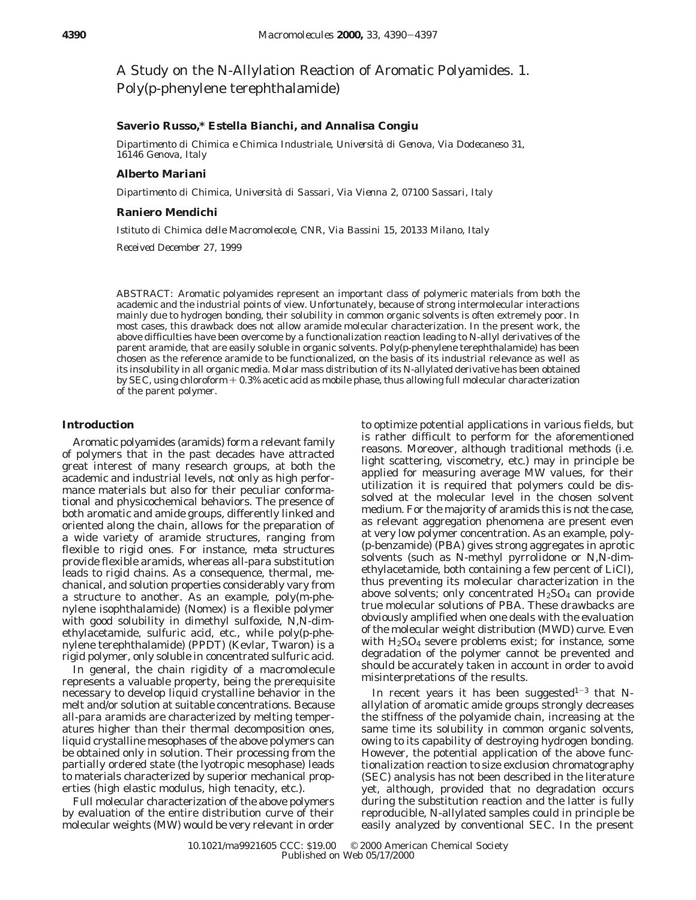# A Study on the N-Allylation Reaction of Aromatic Polyamides. 1. Poly(p-phenylene terephthalamide)

**Saverio Russo,* Estella Bianchi, and Annalisa Congiu**

*Dipartimento di Chimica e Chimica Industriale, Università di Genova, Via Dodecaneso 31, 16146 Genova, Italy*

**Alberto Mariani**

*Dipartimento di Chimica, Università di Sassari, Via Vienna 2, 07100 Sassari, Italy*

**Raniero Mendichi**

*Istituto di Chimica delle Macromolecole, CNR, Via Bassini 15, 20133 Milano, Italy*

*Received December 27, 1999*

ABSTRACT: Aromatic polyamides represent an important class of polymeric materials from both the academic and the industrial points of view. Unfortunately, because of strong intermolecular interactions mainly due to hydrogen bonding, their solubility in common organic solvents is often extremely poor. In most cases, this drawback does not allow aramide molecular characterization. In the present work, the above difficulties have been overcome by a functionalization reaction leading to N-allyl derivatives of the parent aramide, that are easily soluble in organic solvents. Poly(p-phenylene terephthalamide) has been chosen as the reference aramide to be functionalized, on the basis of its industrial relevance as well as its insolubility in all organic media. Molar mass distribution of its N-allylated derivative has been obtained by SEC, using chloroform + 0.3% acetic acid as mobile phase, thus allowing full molecular characterization of the parent polymer.

## Introduction

Aromatic polyamides (aramids) form a relevant family of polymers that in the past decades have attracted great interest of many research groups, at both the academic and industrial levels, not only as high performance materials but also for their peculiar conformational and physicochemical behaviors. The presence of both aromatic and amide groups, differently linked and oriented along the chain, allows for the preparation of a wide variety of aramide structures, ranging from flexible to rigid ones. For instance, *meta* structures provide flexible aramids, whereas all-para substitution leads to rigid chains. As a consequence, thermal, mechanical, and solution properties considerably vary from a structure to another. As an example, poly(m-phenylene isophthalamide) (Nomex) is a flexible polymer with good solubility in dimethyl sulfoxide, N,N-dimethylacetamide, sulfuric acid, etc., while poly(p-phenylene terephthalamide) (PPDT) (Kevlar, Twaron) is a rigid polymer, only soluble in concentrated sulfuric acid.

In general, the chain rigidity of a macromolecule represents a valuable property, being the prerequisite necessary to develop liquid crystalline behavior in the melt and/or solution at suitable concentrations. Because all-para aramids are characterized by melting temperatures higher than their thermal decomposition ones, liquid crystalline mesophases of the above polymers can be obtained only in solution. Their processing from the partially ordered state (the lyotropic mesophase) leads to materials characterized by superior mechanical properties (high elastic modulus, high tenacity, etc.).

Full molecular characterization of the above polymers by evaluation of the entire distribution curve of their molecular weights (MW) would be very relevant in order to optimize potential applications in various fields, but is rather difficult to perform for the aforementioned reasons. Moreover, although traditional methods (i.e. light scattering, viscometry, etc.) may in principle be applied for measuring average MW values, for their utilization it is required that polymers could be dissolved at the molecular level in the chosen solvent medium. For the majority of aramids this is not the case, as relevant aggregation phenomena are present even at very low polymer concentration. As an example, poly(p-benzamide) (PBA) gives strong aggregates in aprotic solvents (such as N-methyl pyrrolidone or N,N-dimethylacetamide, both containing a few percent of LiCl), thus preventing its molecular characterization in the above solvents; only concentrated $H_2SO_4$ can provide true molecular solutions of PBA. These drawbacks are obviously amplified when one deals with the evaluation of the molecular weight distribution (MWD) curve. Even with $H_2SO_4$ severe problems exist; for instance, some degradation of the polymer cannot be prevented and should be accurately taken in account in order to avoid misinterpretations of the results.

In recent years it has been suggested[1-3] that N-allylation of aromatic amide groups strongly decreases the stiffness of the polyamide chain, increasing at the same time its solubility in common organic solvents, owing to its capability of destroying hydrogen bonding. However, the potential application of the above functionalization reaction to size exclusion chromatography (SEC) analysis has not been described in the literature yet, although, provided that no degradation occurs during the substitution reaction and the latter is fully reproducible, N-allylated samples could in principle be easily analyzed by conventional SEC. In the present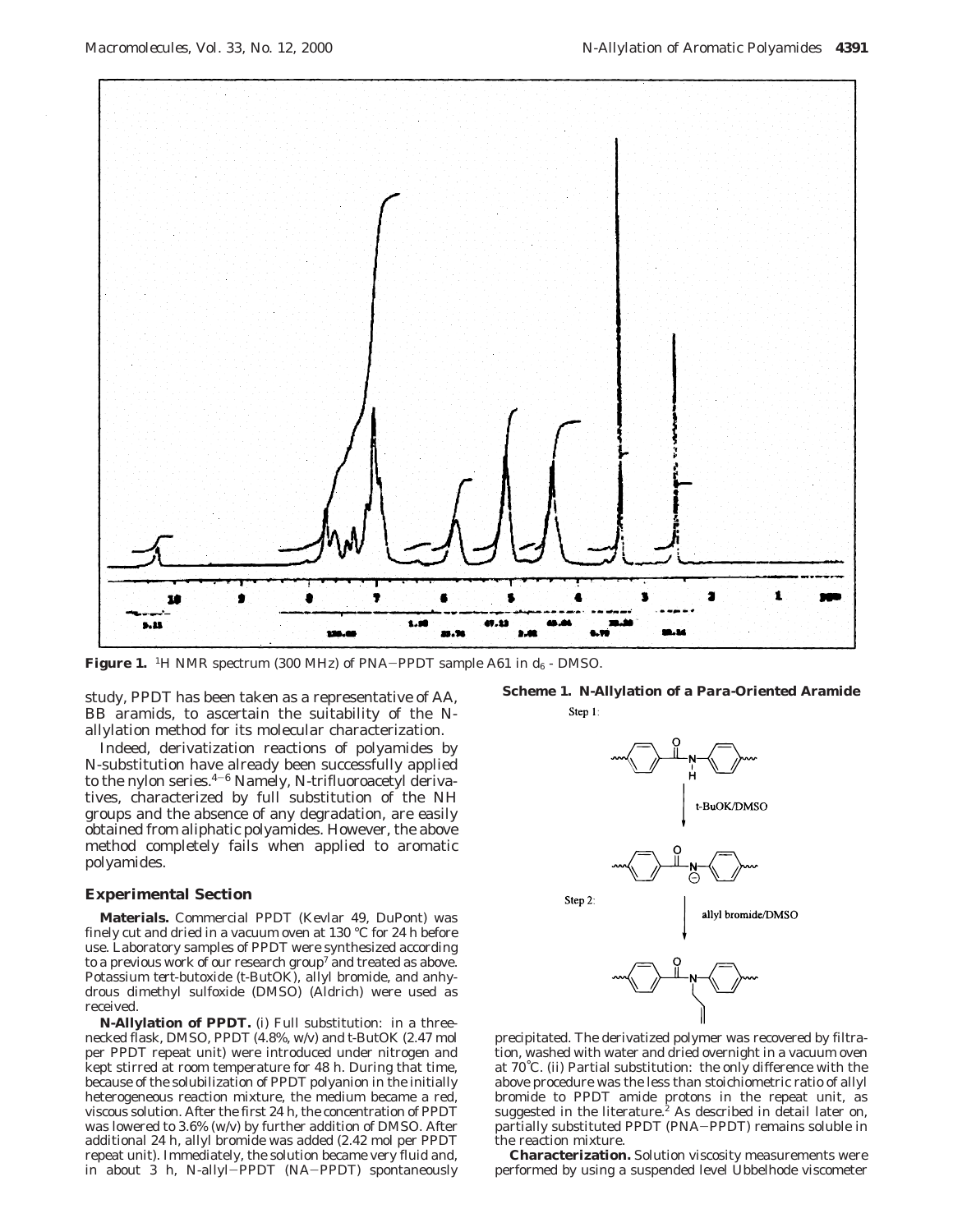**Figure 1.** $^1$H NMR spectrum (300 MHz) of PNA–PPDT sample A61 in $d_6$ - DMSO.

study, PPDT has been taken as a representative of AA, BB aramids, to ascertain the suitability of the N-allylation method for its molecular characterization.

Indeed, derivatization reactions of polyamides by N-substitution have already been successfully applied to the nylon series.[4–6] Namely, N-trifluoroacetyl derivatives, characterized by full substitution of the NH groups and the absence of any degradation, are easily obtained from aliphatic polyamides. However, the above method completely fails when applied to aromatic polyamides.

## Experimental Section

**Materials.** Commercial PPDT (Kevlar 49, DuPont) was finely cut and dried in a vacuum oven at 130 °C for 24 h before use. Laboratory samples of PPDT were synthesized according to a previous work of our research group[7] and treated as above. Potassium *tert*-butoxide (t-ButOK), allyl bromide, and anhydrous dimethyl sulfoxide (DMSO) (Aldrich) were used as received.

**N-Allylation of PPDT.** (i) Full substitution: in a three-necked flask, DMSO, PPDT (4.8%, w/v) and t-ButOK (2.47 mol per PPDT repeat unit) were introduced under nitrogen and kept stirred at room temperature for 48 h. During that time, because of the solubilization of PPDT polyanion in the initially heterogeneous reaction mixture, the medium became a red, viscous solution. After the first 24 h, the concentration of PPDT was lowered to 3.6% (w/v) by further addition of DMSO. After additional 24 h, allyl bromide was added (2.42 mol per PPDT repeat unit). Immediately, the solution became very fluid and, in about 3 h, N-allyl–PPDT (NA–PPDT) spontaneously precipitated. The derivatized polymer was recovered by filtration, washed with water and dried overnight in a vacuum oven at 70°C. (ii) Partial substitution: the only difference with the above procedure was the less than stoichiometric ratio of allyl bromide to PPDT amide protons in the repeat unit, as suggested in the literature.[2] As described in detail later on, partially substituted PPDT (PNA–PPDT) remains soluble in the reaction mixture.

**Scheme 1. N-Allylation of a Para-Oriented Aramide**

Step 1: t-BuOK/DMSO

Step 2: allyl bromide/DMSO

**Characterization.** Solution viscosity measurements were performed by using a suspended level Ubbelhode viscometer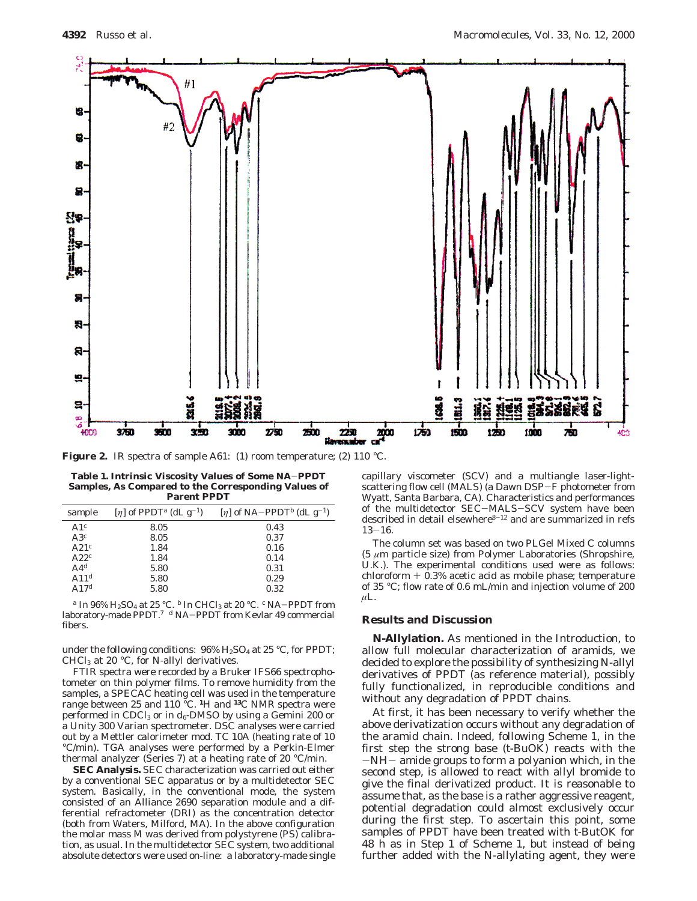**Figure 2.** IR spectra of sample A61: (1) room temperature; (2) 110 °C.

**Table 1. Intrinsic Viscosity Values of Some NA−PPDT Samples, As Compared to the Corresponding Values of Parent PPDT**

| sample | [η] of PPDT[a] (dL g$^{-1}$) | [η] of NA−PPDT[b] (dL g$^{-1}$) |
|---|---|---|
| A1[c] | 8.05 | 0.43 |
| A3[c] | 8.05 | 0.37 |
| A21[c] | 1.84 | 0.16 |
| A22[c] | 1.84 | 0.14 |
| A4[d] | 5.80 | 0.31 |
| A11[d] | 5.80 | 0.29 |
| A17[d] | 5.80 | 0.32 |

[a] In 96% $H_2SO_4$ at 25 °C. [b] In $CHCl_3$ at 20 °C. [c] NA−PPDT from laboratory-made PPDT.[7] [d] NA−PPDT from Kevlar 49 commercial fibers.

under the following conditions: 96% $H_2SO_4$ at 25 °C, for PPDT; $CHCl_3$ at 20 °C, for N-allyl derivatives.

FTIR spectra were recorded by a Bruker IFS66 spectrophotometer on thin polymer films. To remove humidity from the samples, a SPECAC heating cell was used in the temperature range between 25 and 110 °C. $^1$H and $^{13}$C NMR spectra were performed in $CDCl_3$ or in $d_6$-DMSO by using a Gemini 200 or a Unity 300 Varian spectrometer. DSC analyses were carried out by a Mettler calorimeter mod. TC 10A (heating rate of 10 °C/min). TGA analyses were performed by a Perkin-Elmer thermal analyzer (Series 7) at a heating rate of 20 °C/min.

**SEC Analysis.** SEC characterization was carried out either by a conventional SEC apparatus or by a multidetector SEC system. Basically, in the conventional mode, the system consisted of an Alliance 2690 separation module and a differential refractometer (DRI) as the concentration detector (both from Waters, Milford, MA). In the above configuration the molar mass M was derived from polystyrene (PS) calibration, as usual. In the multidetector SEC system, two additional absolute detectors were used on-line: a laboratory-made single capillary viscometer (SCV) and a multiangle laser-light-scattering flow cell (MALS) (a Dawn DSP−F photometer from Wyatt, Santa Barbara, CA). Characteristics and performances of the multidetector SEC−MALS−SCV system have been described in detail elsewhere[8−12] and are summarized in refs 13−16.

The column set was based on two PLGel Mixed C columns (5 μm particle size) from Polymer Laboratories (Shropshire, U.K.). The experimental conditions used were as follows: chloroform + 0.3% acetic acid as mobile phase; temperature of 35 °C; flow rate of 0.6 mL/min and injection volume of 200 μL.

## Results and Discussion

**N-Allylation.** As mentioned in the Introduction, to allow full molecular characterization of aramids, we decided to explore the possibility of synthesizing N-allyl derivatives of PPDT (as reference material), possibly fully functionalized, in reproducible conditions and without any degradation of PPDT chains.

At first, it has been necessary to verify whether the above derivatization occurs without any degradation of the aramid chain. Indeed, following Scheme 1, in the first step the strong base (t-BuOK) reacts with the −NH− amide groups to form a polyanion which, in the second step, is allowed to react with allyl bromide to give the final derivatized product. It is reasonable to assume that, as the base is a rather aggressive reagent, potential degradation could almost exclusively occur during the first step. To ascertain this point, some samples of PPDT have been treated with t-ButOK for 48 h as in Step 1 of Scheme 1, but instead of being further added with the N-allylating agent, they were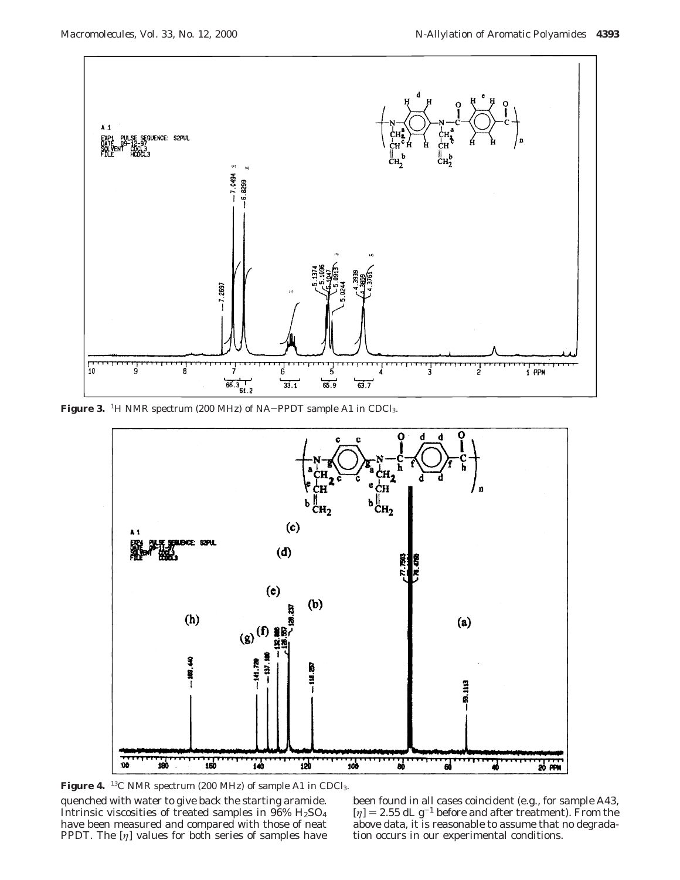**Figure 3.** $^{1}$H NMR spectrum (200 MHz) of NA–PPDT sample A1 in $CDCl_3$.

**Figure 4.** $^{13}$C NMR spectrum (200 MHz) of sample A1 in $CDCl_3$.

quenched with water to give back the starting aramide. Intrinsic viscosities of treated samples in 96% $H_2SO_4$ have been measured and compared with those of neat PPDT. The $[\eta]$ values for both series of samples have been found in all cases coincident (e.g., for sample A43, $[\eta] = 2.55$ dL g$^{-1}$ before and after treatment). From the above data, it is reasonable to assume that no degradation occurs in our experimental conditions.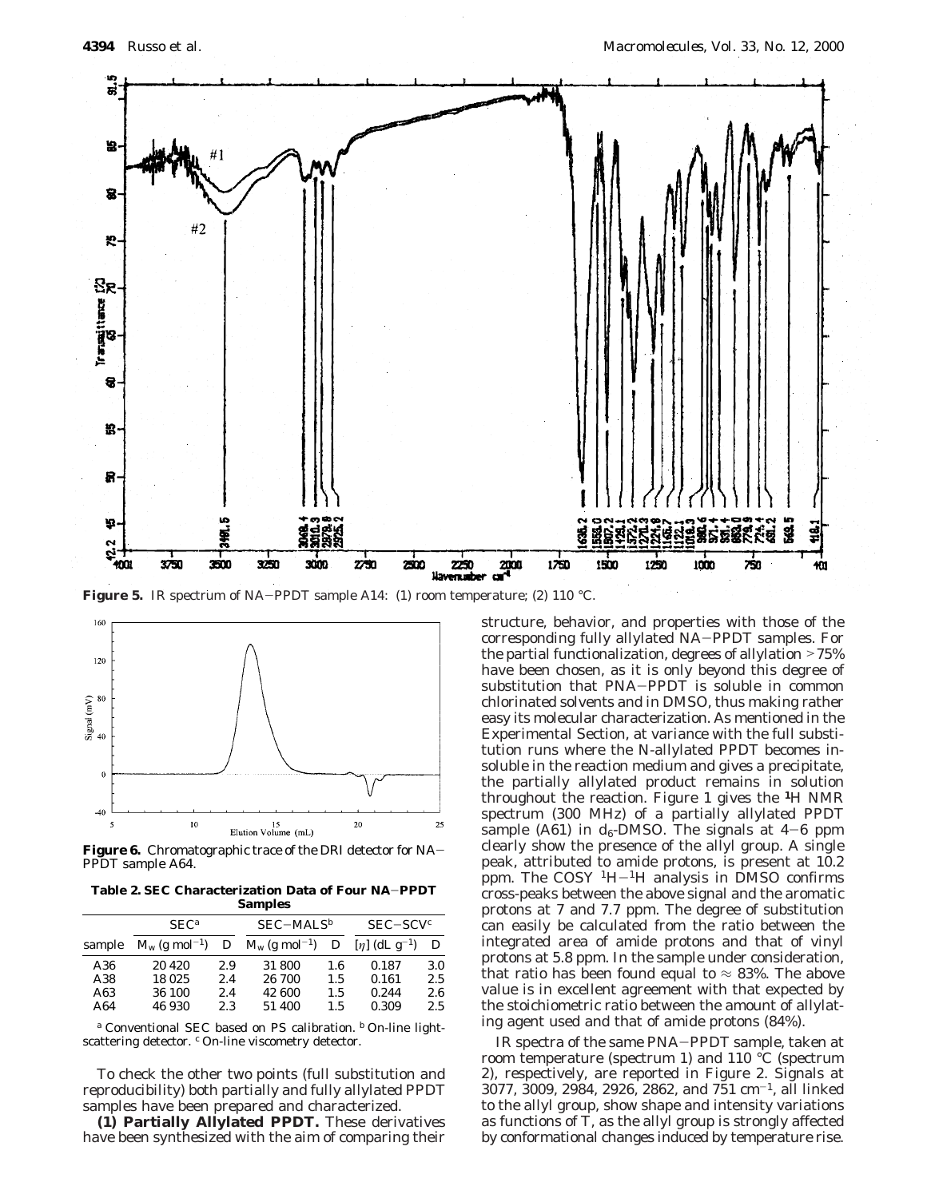**Figure 5.** IR spectrum of NA–PPDT sample A14: (1) room temperature; (2) 110 °C.

**Figure 6.** Chromatographic trace of the DRI detector for NA–PPDT sample A64.

**Table 2. SEC Characterization Data of Four NA–PPDT Samples**

| | SEC[a] | | SEC–MALS[b] | | SEC–SCV[c] | |
|---|---|---|---|---|---|---|
| sample | $M_w$ (g mol$^{-1}$) | D | $M_w$ (g mol$^{-1}$) | D | $[\eta]$ (dL g$^{-1}$) | D |
| A36 | 20 420 | 2.9 | 31 800 | 1.6 | 0.187 | 3.0 |
| A38 | 18 025 | 2.4 | 26 700 | 1.5 | 0.161 | 2.5 |
| A63 | 36 100 | 2.4 | 42 600 | 1.5 | 0.244 | 2.6 |
| A64 | 46 930 | 2.3 | 51 400 | 1.5 | 0.309 | 2.5 |

[a] Conventional SEC based on PS calibration. [b] On-line light-scattering detector. [c] On-line viscometry detector.

To check the other two points (full substitution and reproducibility) both partially and fully allylated PPDT samples have been prepared and characterized.

**(1) Partially Allylated PPDT.** These derivatives have been synthesized with the aim of comparing their structure, behavior, and properties with those of the corresponding fully allylated NA–PPDT samples. For the partial functionalization, degrees of allylation >75% have been chosen, as it is only beyond this degree of substitution that PNA–PPDT is soluble in common chlorinated solvents and in DMSO, thus making rather easy its molecular characterization. As mentioned in the Experimental Section, at variance with the full substitution runs where the N-allylated PPDT becomes insoluble in the reaction medium and gives a precipitate, the partially allylated product remains in solution throughout the reaction. Figure 1 gives the $^1$H NMR spectrum (300 MHz) of a partially allylated PPDT sample (A61) in $d_6$-DMSO. The signals at 4–6 ppm clearly show the presence of the allyl group. A single peak, attributed to amide protons, is present at 10.2 ppm. The COSY $^1$H–$^1$H analysis in DMSO confirms cross-peaks between the above signal and the aromatic protons at 7 and 7.7 ppm. The degree of substitution can easily be calculated from the ratio between the integrated area of amide protons and that of vinyl protons at 5.8 ppm. In the sample under consideration, that ratio has been found equal to ≈ 83%. The above value is in excellent agreement with that expected by the stoichiometric ratio between the amount of allylating agent used and that of amide protons (84%).

IR spectra of the same PNA–PPDT sample, taken at room temperature (spectrum 1) and 110 °C (spectrum 2), respectively, are reported in Figure 2. Signals at 3077, 3009, 2984, 2926, 2862, and 751 cm$^{-1}$, all linked to the allyl group, show shape and intensity variations as functions of $T$, as the allyl group is strongly affected by conformational changes induced by temperature rise.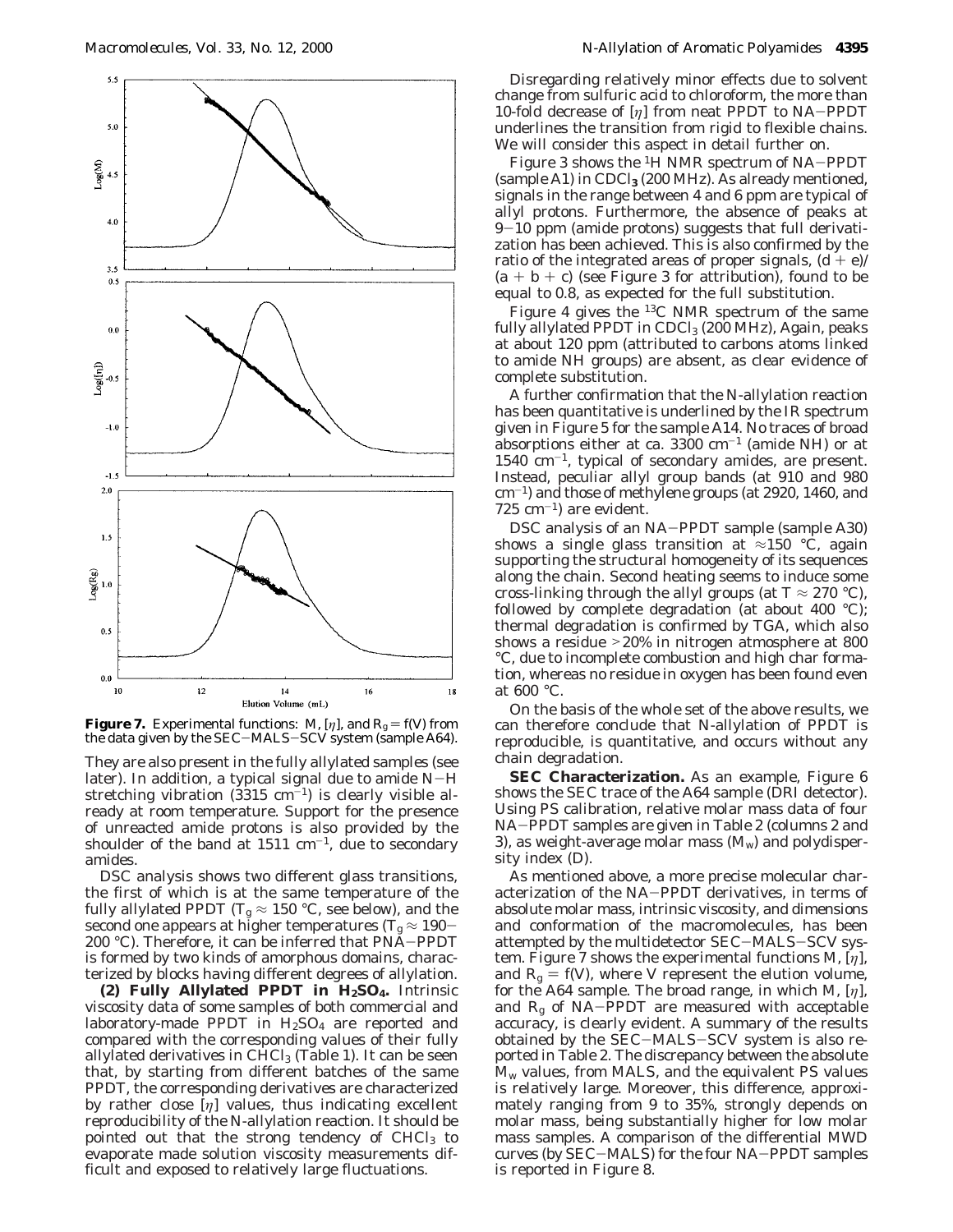**Figure 7.** Experimental functions: $M$, $[\eta]$, and $R_g = f(V)$ from the data given by the SEC–MALS–SCV system (sample A64).

They are also present in the fully allylated samples (see later). In addition, a typical signal due to amide N–H stretching vibration (3315 cm$^{-1}$) is clearly visible already at room temperature. Support for the presence of unreacted amide protons is also provided by the shoulder of the band at 1511 cm$^{-1}$, due to secondary amides.

DSC analysis shows two different glass transitions, the first of which is at the same temperature of the fully allylated PPDT ($T_g \approx 150$ °C, see below), and the second one appears at higher temperatures ($T_g \approx 190$–200 °C). Therefore, it can be inferred that PNA–PPDT is formed by two kinds of amorphous domains, characterized by blocks having different degrees of allylation.

**(2) Fully Allylated PPDT in $H_2SO_4$.** Intrinsic viscosity data of some samples of both commercial and laboratory-made PPDT in $H_2SO_4$ are reported and compared with the corresponding values of their fully allylated derivatives in $CHCl_3$ (Table 1). It can be seen that, by starting from different batches of the same PPDT, the corresponding derivatives are characterized by rather close $[\eta]$ values, thus indicating excellent reproducibility of the N-allylation reaction. It should be pointed out that the strong tendency of $CHCl_3$ to evaporate made solution viscosity measurements difficult and exposed to relatively large fluctuations.

Disregarding relatively minor effects due to solvent change from sulfuric acid to chloroform, the more than 10-fold decrease of $[\eta]$ from neat PPDT to NA–PPDT underlines the transition from rigid to flexible chains. We will consider this aspect in detail further on.

Figure 3 shows the $^1$H NMR spectrum of NA–PPDT (sample A1) in $CDCl_3$ (200 MHz). As already mentioned, signals in the range between 4 and 6 ppm are typical of allyl protons. Furthermore, the absence of peaks at 9–10 ppm (amide protons) suggests that full derivatization has been achieved. This is also confirmed by the ratio of the integrated areas of proper signals, $(d + e)/(a + b + c)$ (see Figure 3 for attribution), found to be equal to 0.8, as expected for the full substitution.

Figure 4 gives the $^{13}$C NMR spectrum of the same fully allylated PPDT in $CDCl_3$ (200 MHz), Again, peaks at about 120 ppm (attributed to carbons atoms linked to amide NH groups) are absent, as clear evidence of complete substitution.

A further confirmation that the N-allylation reaction has been quantitative is underlined by the IR spectrum given in Figure 5 for the sample A14. No traces of broad absorptions either at ca. 3300 cm$^{-1}$ (amide NH) or at 1540 cm$^{-1}$, typical of secondary amides, are present. Instead, peculiar allyl group bands (at 910 and 980 cm$^{-1}$) and those of methylene groups (at 2920, 1460, and 725 cm$^{-1}$) are evident.

DSC analysis of an NA–PPDT sample (sample A30) shows a single glass transition at ≈150 °C, again supporting the structural homogeneity of its sequences along the chain. Second heating seems to induce some cross-linking through the allyl groups (at $T \approx 270$ °C), followed by complete degradation (at about 400 °C); thermal degradation is confirmed by TGA, which also shows a residue >20% in nitrogen atmosphere at 800 °C, due to incomplete combustion and high char formation, whereas no residue in oxygen has been found even at 600 °C.

On the basis of the whole set of the above results, we can therefore conclude that N-allylation of PPDT is reproducible, is quantitative, and occurs without any chain degradation.

**SEC Characterization.** As an example, Figure 6 shows the SEC trace of the A64 sample (DRI detector). Using PS calibration, relative molar mass data of four NA–PPDT samples are given in Table 2 (columns 2 and 3), as weight-average molar mass ($M_w$) and polydispersity index ($D$).

As mentioned above, a more precise molecular characterization of the NA–PPDT derivatives, in terms of absolute molar mass, intrinsic viscosity, and dimensions and conformation of the macromolecules, has been attempted by the multidetector SEC–MALS–SCV system. Figure 7 shows the experimental functions $M$, $[\eta]$, and $R_g = f(V)$, where $V$ represent the elution volume, for the A64 sample. The broad range, in which $M$, $[\eta]$, and $R_g$ of NA–PPDT are measured with acceptable accuracy, is clearly evident. A summary of the results obtained by the SEC–MALS–SCV system is also reported in Table 2. The discrepancy between the absolute $M_w$ values, from MALS, and the equivalent PS values is relatively large. Moreover, this difference, approximately ranging from 9 to 35%, strongly depends on molar mass, being substantially higher for low molar mass samples. A comparison of the differential MWD curves (by SEC–MALS) for the four NA–PPDT samples is reported in Figure 8.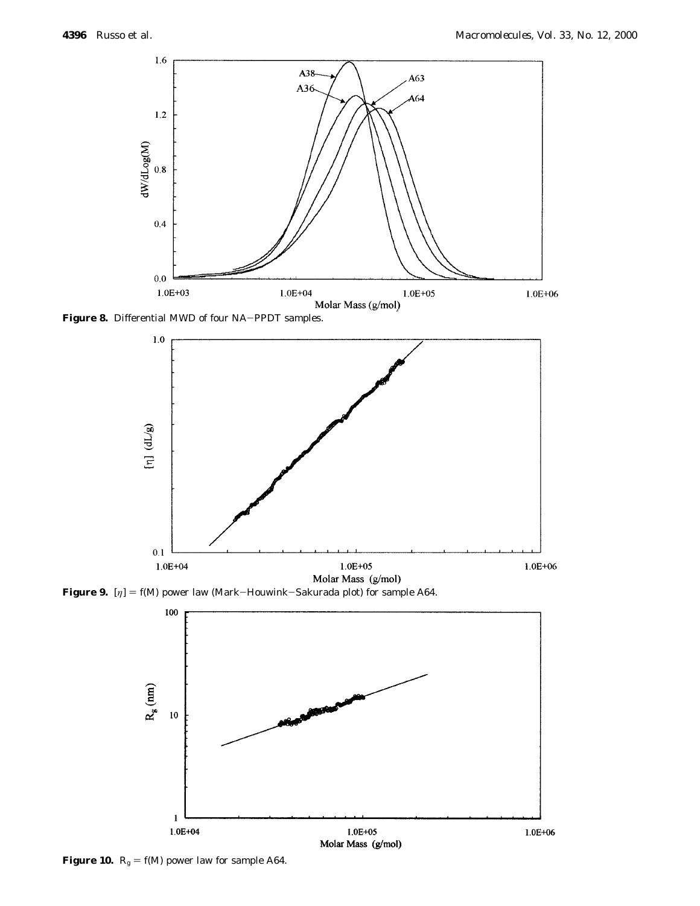**Figure 8.** Differential MWD of four NA–PPDT samples.

**Figure 9.** $[\eta] = f(M)$ power law (Mark–Houwink–Sakurada plot) for sample A64.

**Figure 10.** $R_g = f(M)$ power law for sample A64.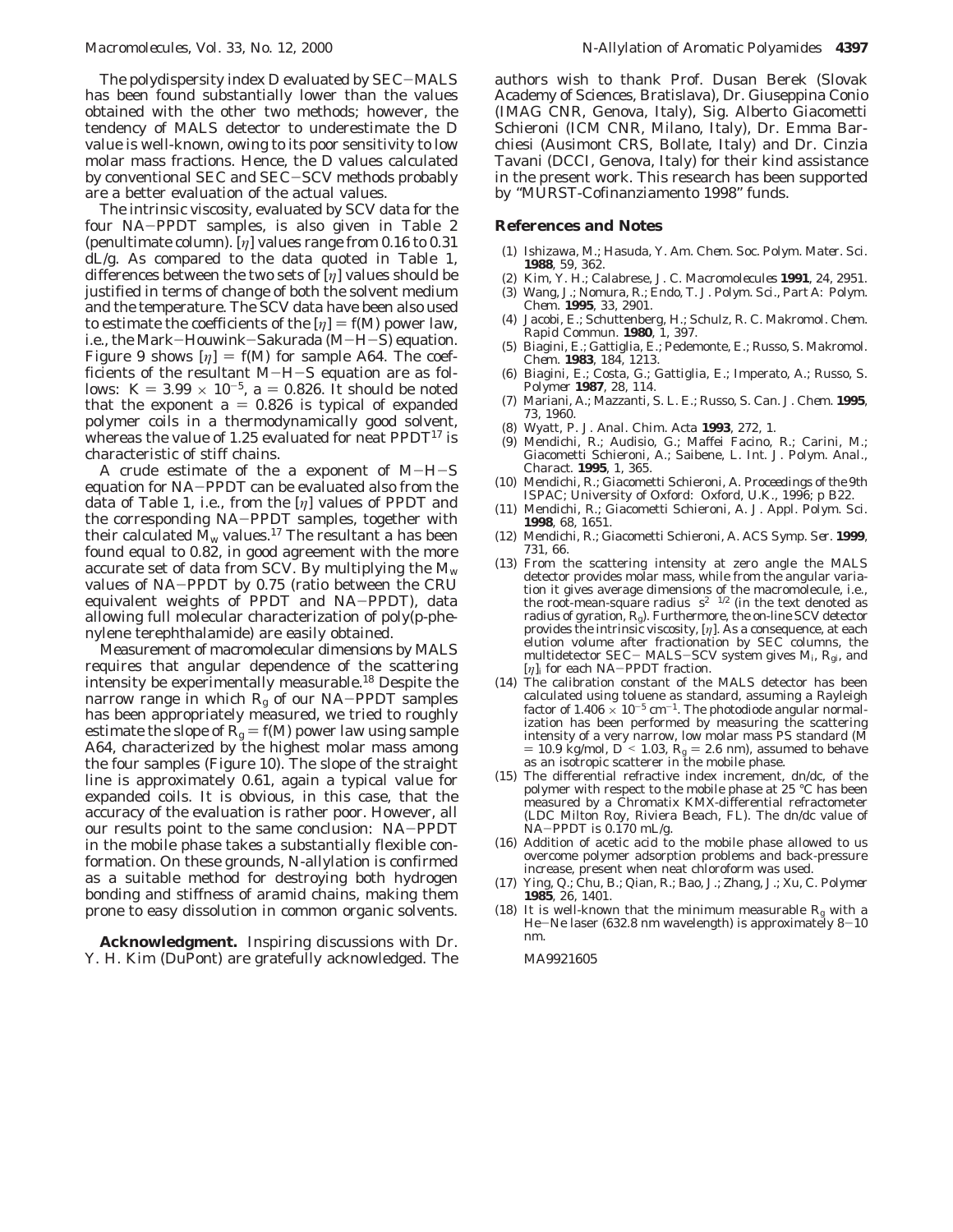The polydispersity index D evaluated by SEC–MALS has been found substantially lower than the values obtained with the other two methods; however, the tendency of MALS detector to underestimate the D value is well-known, owing to its poor sensitivity to low molar mass fractions. Hence, the D values calculated by conventional SEC and SEC–SCV methods probably are a better evaluation of the actual values.

The intrinsic viscosity, evaluated by SCV data for the four NA–PPDT samples, is also given in Table 2 (penultimate column). $[\eta]$ values range from 0.16 to 0.31 dL/g. As compared to the data quoted in Table 1, differences between the two sets of $[\eta]$ values should be justified in terms of change of both the solvent medium and the temperature. The SCV data have been also used to estimate the coefficients of the $[\eta] = f(M)$ power law, i.e., the Mark–Houwink–Sakurada (M–H–S) equation. Figure 9 shows $[\eta] = f(M)$ for sample A64. The coefficients of the resultant M–H–S equation are as follows: $K = 3.99 \times 10^{-5}$, $a = 0.826$. It should be noted that the exponent $a = 0.826$ is typical of expanded polymer coils in a thermodynamically good solvent, whereas the value of 1.25 evaluated for neat PPDT[17] is characteristic of stiff chains.

A crude estimate of the $a$ exponent of M–H–S equation for NA–PPDT can be evaluated also from the data of Table 1, i.e., from the $[\eta]$ values of PPDT and the corresponding NA–PPDT samples, together with their calculated $M_w$ values.[17] The resultant $a$ has been found equal to 0.82, in good agreement with the more accurate set of data from SCV. By multiplying the $M_w$ values of NA–PPDT by 0.75 (ratio between the CRU equivalent weights of PPDT and NA–PPDT), data allowing full molecular characterization of poly(p-phenylene terephthalamide) are easily obtained.

Measurement of macromolecular dimensions by MALS requires that angular dependence of the scattering intensity be experimentally measurable.[18] Despite the narrow range in which $R_g$ of our NA–PPDT samples has been appropriately measured, we tried to roughly estimate the slope of $R_g = f(M)$ power law using sample A64, characterized by the highest molar mass among the four samples (Figure 10). The slope of the straight line is approximately 0.61, again a typical value for expanded coils. It is obvious, in this case, that the accuracy of the evaluation is rather poor. However, all our results point to the same conclusion: NA–PPDT in the mobile phase takes a substantially flexible conformation. On these grounds, N-allylation is confirmed as a suitable method for destroying both hydrogen bonding and stiffness of aramid chains, making them prone to easy dissolution in common organic solvents.

**Acknowledgment.** Inspiring discussions with Dr. Y. H. Kim (DuPont) are gratefully acknowledged. The authors wish to thank Prof. Dusan Berek (Slovak Academy of Sciences, Bratislava), Dr. Giuseppina Conio (IMAG CNR, Genova, Italy), Sig. Alberto Giacometti Schieroni (ICM CNR, Milano, Italy), Dr. Emma Barchiesi (Ausimont CRS, Bollate, Italy) and Dr. Cinzia Tavani (DCCI, Genova, Italy) for their kind assistance in the present work. This research has been supported by "MURST-Cofinanziamento 1998" funds.

## References and Notes

(1) Ishizawa, M.; Hasuda, Y. *Am. Chem. Soc. Polym. Mater. Sci.* **1988**, *59*, 362.
(2) Kim, Y. H.; Calabrese, J. C. *Macromolecules* **1991**, *24*, 2951.
(3) Wang, J.; Nomura, R.; Endo, T. *J. Polym. Sci., Part A: Polym. Chem.* **1995**, *33*, 2901.
(4) Jacobi, E.; Schuttenberg, H.; Schulz, R. C. *Makromol. Chem. Rapid Commun.* **1980**, *1*, 397.
(5) Biagini, E.; Gattiglia, E.; Pedemonte, E.; Russo, S. *Makromol. Chem.* **1983**, *184*, 1213.
(6) Biagini, E.; Costa, G.; Gattiglia, E.; Imperato, A.; Russo, S. *Polymer* **1987**, *28*, 114.
(7) Mariani, A.; Mazzanti, S. L. E.; Russo, S. *Can. J. Chem.* **1995**, *73*, 1960.
(8) Wyatt, P. J. *Anal. Chim. Acta* **1993**, *272*, 1.
(9) Mendichi, R.; Audisio, G.; Maffei Facino, R.; Carini, M.; Giacometti Schieroni, A.; Saibene, L. *Int. J. Polym. Anal., Charact.* **1995**, *1*, 365.
(10) Mendichi, R.; Giacometti Schieroni, A. *Proceedings of the 9th ISPAC*; University of Oxford: Oxford, U.K., 1996; p B22.
(11) Mendichi, R.; Giacometti Schieroni, A. *J. Appl. Polym. Sci.* **1998**, *68*, 1651.
(12) Mendichi, R.; Giacometti Schieroni, A. *ACS Symp. Ser.* **1999**, *731*, 66.
(13) From the scattering intensity at zero angle the MALS detector provides molar mass, while from the angular variation it gives average dimensions of the macromolecule, i.e., the root-mean-square radius $\langle s^2 \rangle^{1/2}$ (in the text denoted as radius of gyration, $R_g$). Furthermore, the on-line SCV detector provides the intrinsic viscosity, $[\eta]$. As a consequence, at each elution volume after fractionation by SEC columns, the multidetector SEC–MALS–SCV system gives $M_i$, $R_{gi}$, and $[\eta]_i$ for each NA–PPDT fraction.
(14) The calibration constant of the MALS detector has been calculated using toluene as standard, assuming a Rayleigh factor of $1.406 \times 10^{-5}$ cm$^{-1}$. The photodiode angular normalization has been performed by measuring the scattering intensity of a very narrow, low molar mass PS standard ($M = 10.9$ kg/mol, $D < 1.03$, $R_g = 2.6$ nm), assumed to behave as an isotropic scatterer in the mobile phase.
(15) The differential refractive index increment, dn/dc, of the polymer with respect to the mobile phase at 25 °C has been measured by a Chromatix KMX-differential refractometer (LDC Milton Roy, Riviera Beach, FL). The dn/dc value of NA–PPDT is 0.170 mL/g.
(16) Addition of acetic acid to the mobile phase allowed to us overcome polymer adsorption problems and back-pressure increase, present when neat chloroform was used.
(17) Ying, Q.; Chu, B.; Qian, R.; Bao, J.; Zhang, J.; Xu, C. *Polymer* **1985**, *26*, 1401.
(18) It is well-known that the minimum measurable $R_g$ with a He–Ne laser (632.8 nm wavelength) is approximately 8–10 nm.

MA9921605